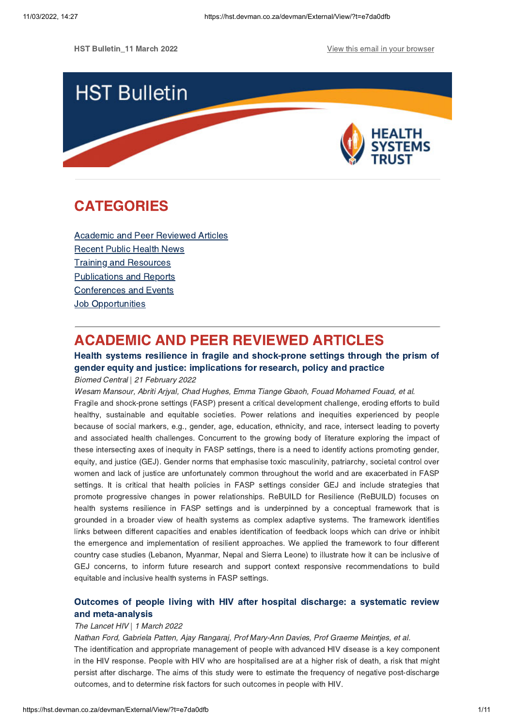HST Bulletin_11 March 2022

View this email in your browser

# HST Bulletin

HEALTH SYSTEMS TRUST

## CATEGORIES

Academic and Peer Reviewed Articles
Recent Public Health News
Training and Resources
Publications and Reports
Conferences and Events
Job Opportunities

## ACADEMIC AND PEER REVIEWED ARTICLES

### Health systems resilience in fragile and shock-prone settings through the prism of gender equity and justice: implications for research, policy and practice

*Biomed Central | 21 February 2022*

*Wesam Mansour, Abriti Arjyal, Chad Hughes, Emma Tiange Gbaoh, Fouad Mohamed Fouad, et al.*

Fragile and shock-prone settings (FASP) present a critical development challenge, eroding efforts to build healthy, sustainable and equitable societies. Power relations and inequities experienced by people because of social markers, e.g., gender, age, education, ethnicity, and race, intersect leading to poverty and associated health challenges. Concurrent to the growing body of literature exploring the impact of these intersecting axes of inequity in FASP settings, there is a need to identify actions promoting gender, equity, and justice (GEJ). Gender norms that emphasise toxic masculinity, patriarchy, societal control over women and lack of justice are unfortunately common throughout the world and are exacerbated in FASP settings. It is critical that health policies in FASP settings consider GEJ and include strategies that promote progressive changes in power relationships. ReBUILD for Resilience (ReBUILD) focuses on health systems resilience in FASP settings and is underpinned by a conceptual framework that is grounded in a broader view of health systems as complex adaptive systems. The framework identifies links between different capacities and enables identification of feedback loops which can drive or inhibit the emergence and implementation of resilient approaches. We applied the framework to four different country case studies (Lebanon, Myanmar, Nepal and Sierra Leone) to illustrate how it can be inclusive of GEJ concerns, to inform future research and support context responsive recommendations to build equitable and inclusive health systems in FASP settings.

### Outcomes of people living with HIV after hospital discharge: a systematic review and meta-analysis

*The Lancet HIV | 1 March 2022*

*Nathan Ford, Gabriela Patten, Ajay Rangaraj, Prof Mary-Ann Davies, Prof Graeme Meintjes, et al.*

The identification and appropriate management of people with advanced HIV disease is a key component in the HIV response. People with HIV who are hospitalised are at a higher risk of death, a risk that might persist after discharge. The aims of this study were to estimate the frequency of negative post-discharge outcomes, and to determine risk factors for such outcomes in people with HIV.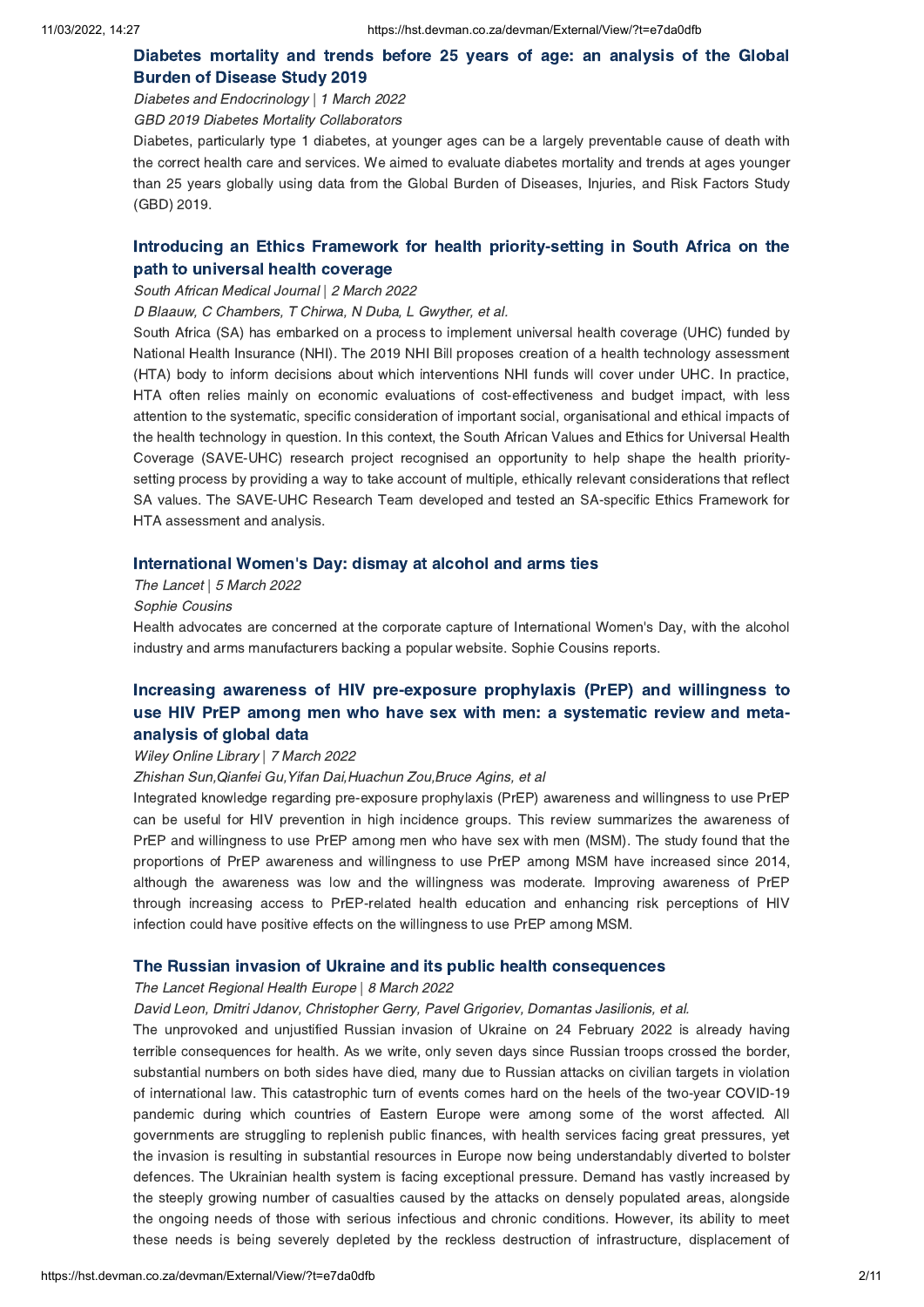### Diabetes mortality and trends before 25 years of age: an analysis of the Global Burden of Disease Study 2019

*Diabetes and Endocrinology | 1 March 2022*

*GBD 2019 Diabetes Mortality Collaborators*

Diabetes, particularly type 1 diabetes, at younger ages can be a largely preventable cause of death with the correct health care and services. We aimed to evaluate diabetes mortality and trends at ages younger than 25 years globally using data from the Global Burden of Diseases, Injuries, and Risk Factors Study (GBD) 2019.

### Introducing an Ethics Framework for health priority-setting in South Africa on the path to universal health coverage

*South African Medical Journal | 2 March 2022*

*D Blaauw, C Chambers, T Chirwa, N Duba, L Gwyther, et al.*

South Africa (SA) has embarked on a process to implement universal health coverage (UHC) funded by National Health Insurance (NHI). The 2019 NHI Bill proposes creation of a health technology assessment (HTA) body to inform decisions about which interventions NHI funds will cover under UHC. In practice, HTA often relies mainly on economic evaluations of cost-effectiveness and budget impact, with less attention to the systematic, specific consideration of important social, organisational and ethical impacts of the health technology in question. In this context, the South African Values and Ethics for Universal Health Coverage (SAVE-UHC) research project recognised an opportunity to help shape the health priority-setting process by providing a way to take account of multiple, ethically relevant considerations that reflect SA values. The SAVE-UHC Research Team developed and tested an SA-specific Ethics Framework for HTA assessment and analysis.

### International Women's Day: dismay at alcohol and arms ties

*The Lancet | 5 March 2022*

*Sophie Cousins*

Health advocates are concerned at the corporate capture of International Women's Day, with the alcohol industry and arms manufacturers backing a popular website. Sophie Cousins reports.

### Increasing awareness of HIV pre-exposure prophylaxis (PrEP) and willingness to use HIV PrEP among men who have sex with men: a systematic review and meta-analysis of global data

*Wiley Online Library | 7 March 2022*

*Zhishan Sun,Qianfei Gu,Yifan Dai,Huachun Zou,Bruce Agins, et al*

Integrated knowledge regarding pre-exposure prophylaxis (PrEP) awareness and willingness to use PrEP can be useful for HIV prevention in high incidence groups. This review summarizes the awareness of PrEP and willingness to use PrEP among men who have sex with men (MSM). The study found that the proportions of PrEP awareness and willingness to use PrEP among MSM have increased since 2014, although the awareness was low and the willingness was moderate. Improving awareness of PrEP through increasing access to PrEP-related health education and enhancing risk perceptions of HIV infection could have positive effects on the willingness to use PrEP among MSM.

### The Russian invasion of Ukraine and its public health consequences

*The Lancet Regional Health Europe | 8 March 2022*

*David Leon, Dmitri Jdanov, Christopher Gerry, Pavel Grigoriev, Domantas Jasilionis, et al.*

The unprovoked and unjustified Russian invasion of Ukraine on 24 February 2022 is already having terrible consequences for health. As we write, only seven days since Russian troops crossed the border, substantial numbers on both sides have died, many due to Russian attacks on civilian targets in violation of international law. This catastrophic turn of events comes hard on the heels of the two-year COVID-19 pandemic during which countries of Eastern Europe were among some of the worst affected. All governments are struggling to replenish public finances, with health services facing great pressures, yet the invasion is resulting in substantial resources in Europe now being understandably diverted to bolster defences. The Ukrainian health system is facing exceptional pressure. Demand has vastly increased by the steeply growing number of casualties caused by the attacks on densely populated areas, alongside the ongoing needs of those with serious infectious and chronic conditions. However, its ability to meet these needs is being severely depleted by the reckless destruction of infrastructure, displacement of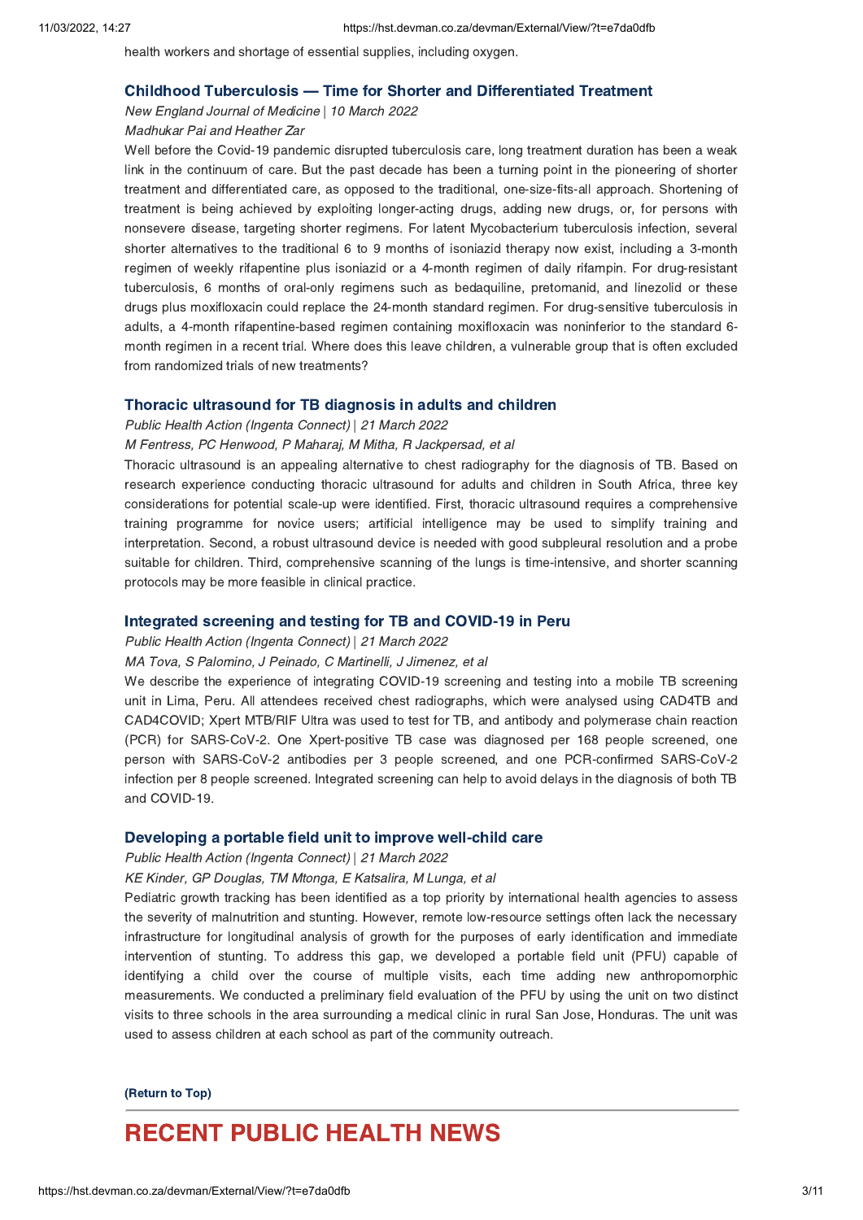health workers and shortage of essential supplies, including oxygen.

### Childhood Tuberculosis — Time for Shorter and Differentiated Treatment

*New England Journal of Medicine | 10 March 2022*

*Madhukar Pai and Heather Zar*

Well before the Covid-19 pandemic disrupted tuberculosis care, long treatment duration has been a weak link in the continuum of care. But the past decade has been a turning point in the pioneering of shorter treatment and differentiated care, as opposed to the traditional, one-size-fits-all approach. Shortening of treatment is being achieved by exploiting longer-acting drugs, adding new drugs, or, for persons with nonsevere disease, targeting shorter regimens. For latent Mycobacterium tuberculosis infection, several shorter alternatives to the traditional 6 to 9 months of isoniazid therapy now exist, including a 3-month regimen of weekly rifapentine plus isoniazid or a 4-month regimen of daily rifampin. For drug-resistant tuberculosis, 6 months of oral-only regimens such as bedaquiline, pretomanid, and linezolid or these drugs plus moxifloxacin could replace the 24-month standard regimen. For drug-sensitive tuberculosis in adults, a 4-month rifapentine-based regimen containing moxifloxacin was noninferior to the standard 6-month regimen in a recent trial. Where does this leave children, a vulnerable group that is often excluded from randomized trials of new treatments?

### Thoracic ultrasound for TB diagnosis in adults and children

*Public Health Action (Ingenta Connect) | 21 March 2022*

*M Fentress, PC Henwood, P Maharaj, M Mitha, R Jackpersad, et al*

Thoracic ultrasound is an appealing alternative to chest radiography for the diagnosis of TB. Based on research experience conducting thoracic ultrasound for adults and children in South Africa, three key considerations for potential scale-up were identified. First, thoracic ultrasound requires a comprehensive training programme for novice users; artificial intelligence may be used to simplify training and interpretation. Second, a robust ultrasound device is needed with good subpleural resolution and a probe suitable for children. Third, comprehensive scanning of the lungs is time-intensive, and shorter scanning protocols may be more feasible in clinical practice.

### Integrated screening and testing for TB and COVID-19 in Peru

*Public Health Action (Ingenta Connect) | 21 March 2022*

*MA Tova, S Palomino, J Peinado, C Martinelli, J Jimenez, et al*

We describe the experience of integrating COVID-19 screening and testing into a mobile TB screening unit in Lima, Peru. All attendees received chest radiographs, which were analysed using CAD4TB and CAD4COVID; Xpert MTB/RIF Ultra was used to test for TB, and antibody and polymerase chain reaction (PCR) for SARS-CoV-2. One Xpert-positive TB case was diagnosed per 168 people screened, one person with SARS-CoV-2 antibodies per 3 people screened, and one PCR-confirmed SARS-CoV-2 infection per 8 people screened. Integrated screening can help to avoid delays in the diagnosis of both TB and COVID-19.

### Developing a portable field unit to improve well-child care

*Public Health Action (Ingenta Connect) | 21 March 2022*

*KE Kinder, GP Douglas, TM Mtonga, E Katsalira, M Lunga, et al*

Pediatric growth tracking has been identified as a top priority by international health agencies to assess the severity of malnutrition and stunting. However, remote low-resource settings often lack the necessary infrastructure for longitudinal analysis of growth for the purposes of early identification and immediate intervention of stunting. To address this gap, we developed a portable field unit (PFU) capable of identifying a child over the course of multiple visits, each time adding new anthropomorphic measurements. We conducted a preliminary field evaluation of the PFU by using the unit on two distinct visits to three schools in the area surrounding a medical clinic in rural San Jose, Honduras. The unit was used to assess children at each school as part of the community outreach.

**(Return to Top)**

## RECENT PUBLIC HEALTH NEWS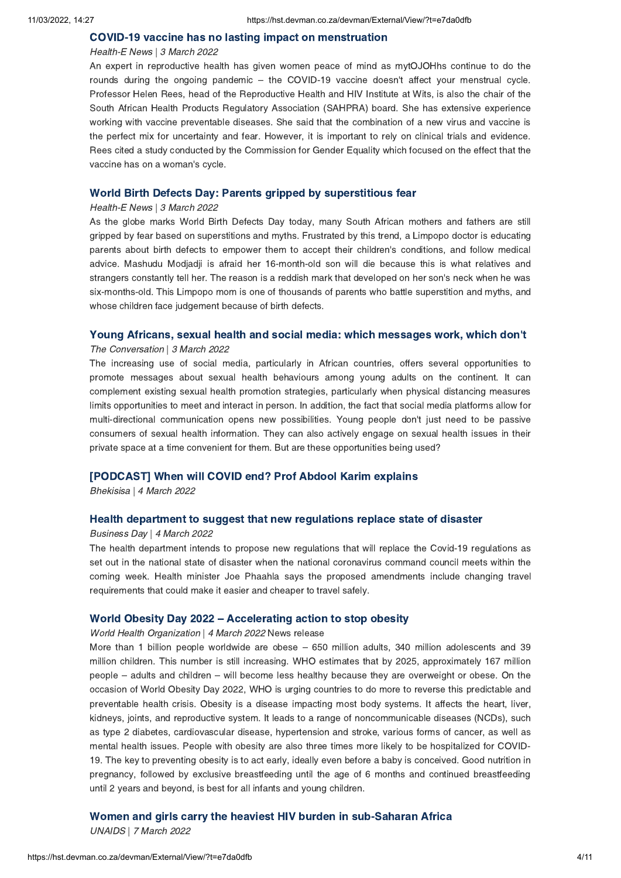### COVID-19 vaccine has no lasting impact on menstruation

*Health-E News | 3 March 2022*

An expert in reproductive health has given women peace of mind as mytOJOHhs continue to do the rounds during the ongoing pandemic – the COVID-19 vaccine doesn't affect your menstrual cycle. Professor Helen Rees, head of the Reproductive Health and HIV Institute at Wits, is also the chair of the South African Health Products Regulatory Association (SAHPRA) board. She has extensive experience working with vaccine preventable diseases. She said that the combination of a new virus and vaccine is the perfect mix for uncertainty and fear. However, it is important to rely on clinical trials and evidence. Rees cited a study conducted by the Commission for Gender Equality which focused on the effect that the vaccine has on a woman's cycle.

### World Birth Defects Day: Parents gripped by superstitious fear

*Health-E News | 3 March 2022*

As the globe marks World Birth Defects Day today, many South African mothers and fathers are still gripped by fear based on superstitions and myths. Frustrated by this trend, a Limpopo doctor is educating parents about birth defects to empower them to accept their children's conditions, and follow medical advice. Mashudu Modjadji is afraid her 16-month-old son will die because this is what relatives and strangers constantly tell her. The reason is a reddish mark that developed on her son's neck when he was six-months-old. This Limpopo mom is one of thousands of parents who battle superstition and myths, and whose children face judgement because of birth defects.

### Young Africans, sexual health and social media: which messages work, which don't

*The Conversation | 3 March 2022*

The increasing use of social media, particularly in African countries, offers several opportunities to promote messages about sexual health behaviours among young adults on the continent. It can complement existing sexual health promotion strategies, particularly when physical distancing measures limits opportunities to meet and interact in person. In addition, the fact that social media platforms allow for multi-directional communication opens new possibilities. Young people don't just need to be passive consumers of sexual health information. They can also actively engage on sexual health issues in their private space at a time convenient for them. But are these opportunities being used?

### [PODCAST] When will COVID end? Prof Abdool Karim explains

*Bhekisisa | 4 March 2022*

### Health department to suggest that new regulations replace state of disaster

*Business Day | 4 March 2022*

The health department intends to propose new regulations that will replace the Covid-19 regulations as set out in the national state of disaster when the national coronavirus command council meets within the coming week. Health minister Joe Phaahla says the proposed amendments include changing travel requirements that could make it easier and cheaper to travel safely.

### World Obesity Day 2022 – Accelerating action to stop obesity

*World Health Organization | 4 March 2022* News release

More than 1 billion people worldwide are obese – 650 million adults, 340 million adolescents and 39 million children. This number is still increasing. WHO estimates that by 2025, approximately 167 million people – adults and children – will become less healthy because they are overweight or obese. On the occasion of World Obesity Day 2022, WHO is urging countries to do more to reverse this predictable and preventable health crisis. Obesity is a disease impacting most body systems. It affects the heart, liver, kidneys, joints, and reproductive system. It leads to a range of noncommunicable diseases (NCDs), such as type 2 diabetes, cardiovascular disease, hypertension and stroke, various forms of cancer, as well as mental health issues. People with obesity are also three times more likely to be hospitalized for COVID-19. The key to preventing obesity is to act early, ideally even before a baby is conceived. Good nutrition in pregnancy, followed by exclusive breastfeeding until the age of 6 months and continued breastfeeding until 2 years and beyond, is best for all infants and young children.

### Women and girls carry the heaviest HIV burden in sub-Saharan Africa

*UNAIDS | 7 March 2022*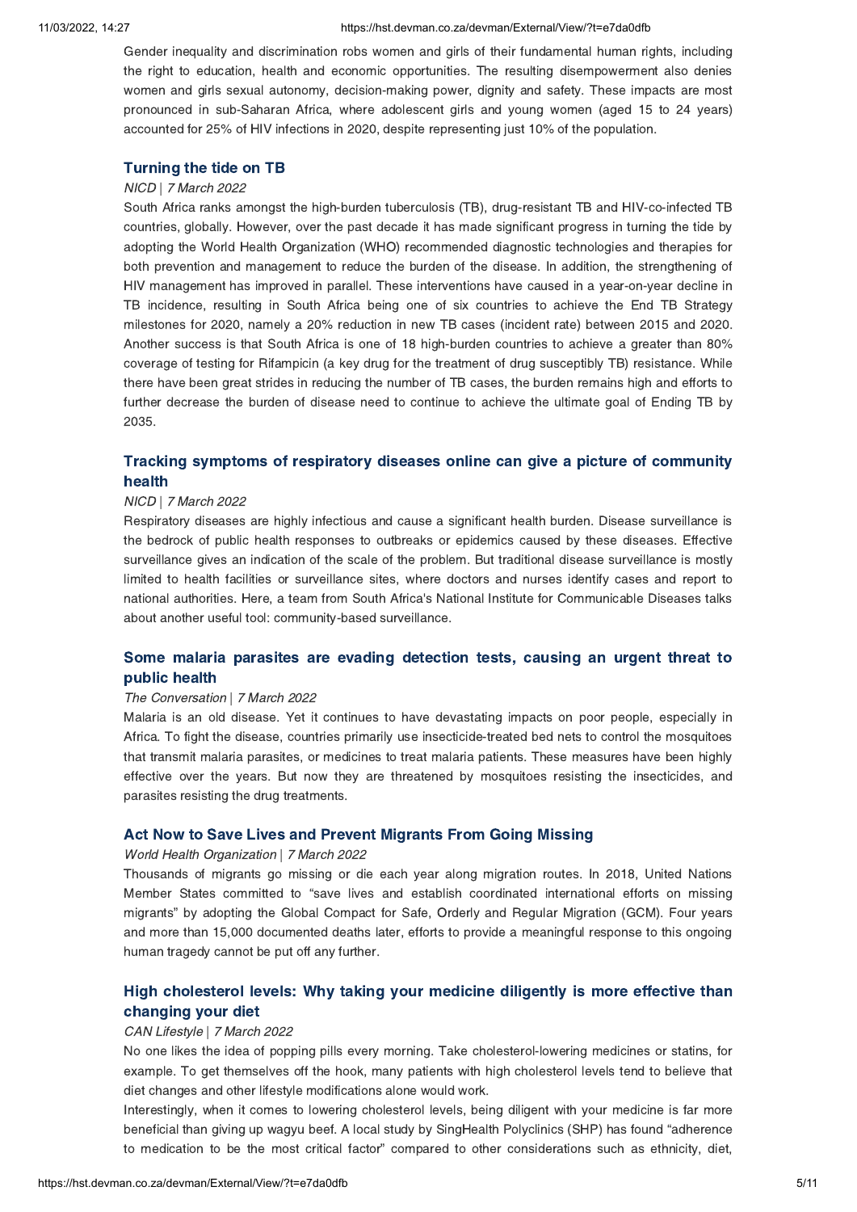Gender inequality and discrimination robs women and girls of their fundamental human rights, including the right to education, health and economic opportunities. The resulting disempowerment also denies women and girls sexual autonomy, decision-making power, dignity and safety. These impacts are most pronounced in sub-Saharan Africa, where adolescent girls and young women (aged 15 to 24 years) accounted for 25% of HIV infections in 2020, despite representing just 10% of the population.

### Turning the tide on TB

*NICD | 7 March 2022*

South Africa ranks amongst the high-burden tuberculosis (TB), drug-resistant TB and HIV-co-infected TB countries, globally. However, over the past decade it has made significant progress in turning the tide by adopting the World Health Organization (WHO) recommended diagnostic technologies and therapies for both prevention and management to reduce the burden of the disease. In addition, the strengthening of HIV management has improved in parallel. These interventions have caused in a year-on-year decline in TB incidence, resulting in South Africa being one of six countries to achieve the End TB Strategy milestones for 2020, namely a 20% reduction in new TB cases (incident rate) between 2015 and 2020. Another success is that South Africa is one of 18 high-burden countries to achieve a greater than 80% coverage of testing for Rifampicin (a key drug for the treatment of drug susceptibly TB) resistance. While there have been great strides in reducing the number of TB cases, the burden remains high and efforts to further decrease the burden of disease need to continue to achieve the ultimate goal of Ending TB by 2035.

### Tracking symptoms of respiratory diseases online can give a picture of community health

*NICD | 7 March 2022*

Respiratory diseases are highly infectious and cause a significant health burden. Disease surveillance is the bedrock of public health responses to outbreaks or epidemics caused by these diseases. Effective surveillance gives an indication of the scale of the problem. But traditional disease surveillance is mostly limited to health facilities or surveillance sites, where doctors and nurses identify cases and report to national authorities. Here, a team from South Africa's National Institute for Communicable Diseases talks about another useful tool: community-based surveillance.

### Some malaria parasites are evading detection tests, causing an urgent threat to public health

*The Conversation | 7 March 2022*

Malaria is an old disease. Yet it continues to have devastating impacts on poor people, especially in Africa. To fight the disease, countries primarily use insecticide-treated bed nets to control the mosquitoes that transmit malaria parasites, or medicines to treat malaria patients. These measures have been highly effective over the years. But now they are threatened by mosquitoes resisting the insecticides, and parasites resisting the drug treatments.

### Act Now to Save Lives and Prevent Migrants From Going Missing

*World Health Organization | 7 March 2022*

Thousands of migrants go missing or die each year along migration routes. In 2018, United Nations Member States committed to "save lives and establish coordinated international efforts on missing migrants" by adopting the Global Compact for Safe, Orderly and Regular Migration (GCM). Four years and more than 15,000 documented deaths later, efforts to provide a meaningful response to this ongoing human tragedy cannot be put off any further.

### High cholesterol levels: Why taking your medicine diligently is more effective than changing your diet

*CAN Lifestyle | 7 March 2022*

No one likes the idea of popping pills every morning. Take cholesterol-lowering medicines or statins, for example. To get themselves off the hook, many patients with high cholesterol levels tend to believe that diet changes and other lifestyle modifications alone would work.

Interestingly, when it comes to lowering cholesterol levels, being diligent with your medicine is far more beneficial than giving up wagyu beef. A local study by SingHealth Polyclinics (SHP) has found "adherence to medication to be the most critical factor" compared to other considerations such as ethnicity, diet,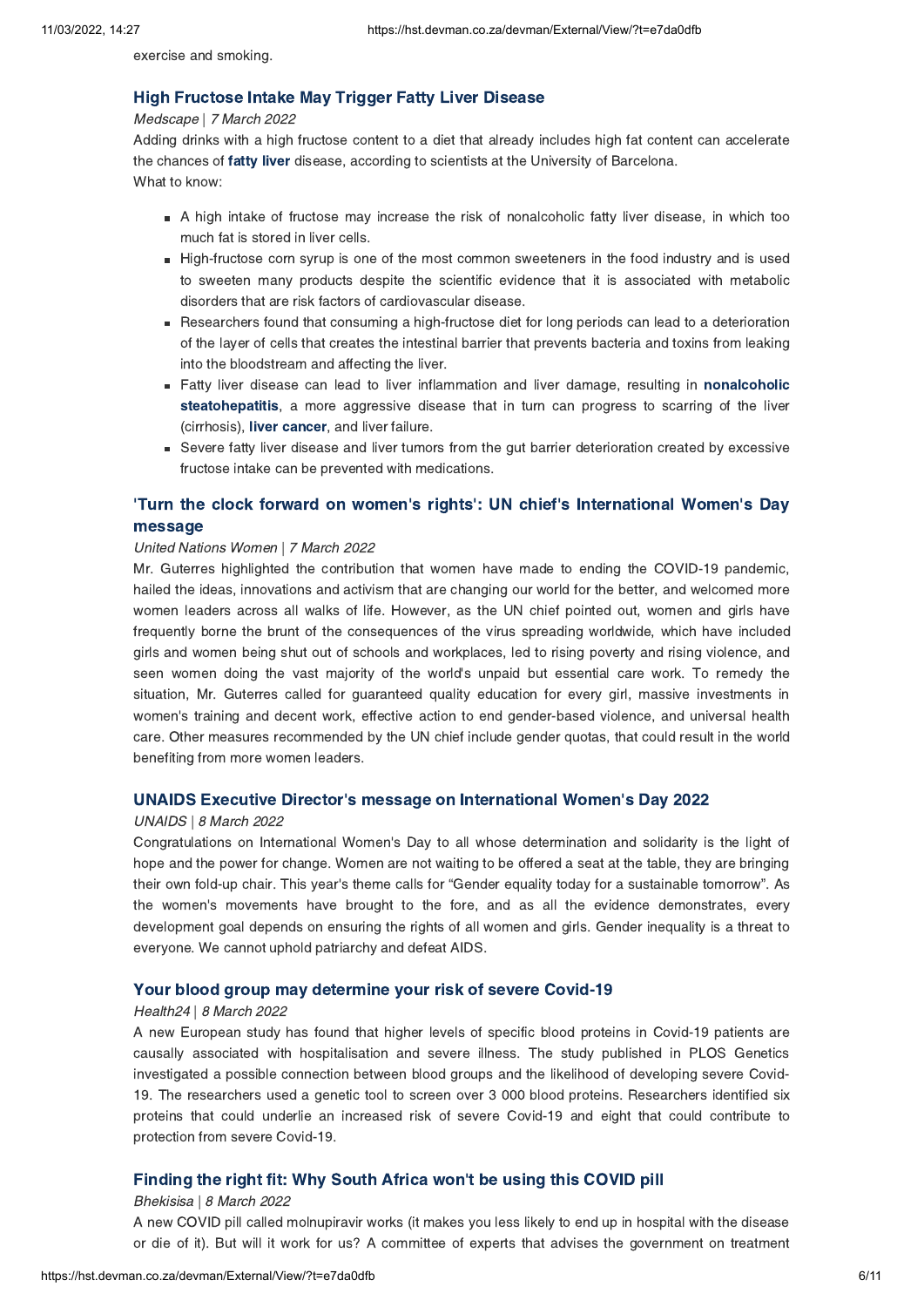exercise and smoking.

### High Fructose Intake May Trigger Fatty Liver Disease

*Medscape | 7 March 2022*

Adding drinks with a high fructose content to a diet that already includes high fat content can accelerate the chances of **fatty liver** disease, according to scientists at the University of Barcelona.
What to know:

- A high intake of fructose may increase the risk of nonalcoholic fatty liver disease, in which too much fat is stored in liver cells.
- High-fructose corn syrup is one of the most common sweeteners in the food industry and is used to sweeten many products despite the scientific evidence that it is associated with metabolic disorders that are risk factors of cardiovascular disease.
- Researchers found that consuming a high-fructose diet for long periods can lead to a deterioration of the layer of cells that creates the intestinal barrier that prevents bacteria and toxins from leaking into the bloodstream and affecting the liver.
- Fatty liver disease can lead to liver inflammation and liver damage, resulting in **nonalcoholic steatohepatitis**, a more aggressive disease that in turn can progress to scarring of the liver (cirrhosis), **liver cancer**, and liver failure.
- Severe fatty liver disease and liver tumors from the gut barrier deterioration created by excessive fructose intake can be prevented with medications.

### 'Turn the clock forward on women's rights': UN chief's International Women's Day message

*United Nations Women | 7 March 2022*

Mr. Guterres highlighted the contribution that women have made to ending the COVID-19 pandemic, hailed the ideas, innovations and activism that are changing our world for the better, and welcomed more women leaders across all walks of life. However, as the UN chief pointed out, women and girls have frequently borne the brunt of the consequences of the virus spreading worldwide, which have included girls and women being shut out of schools and workplaces, led to rising poverty and rising violence, and seen women doing the vast majority of the world's unpaid but essential care work. To remedy the situation, Mr. Guterres called for guaranteed quality education for every girl, massive investments in women's training and decent work, effective action to end gender-based violence, and universal health care. Other measures recommended by the UN chief include gender quotas, that could result in the world benefiting from more women leaders.

### UNAIDS Executive Director's message on International Women's Day 2022

*UNAIDS | 8 March 2022*

Congratulations on International Women's Day to all whose determination and solidarity is the light of hope and the power for change. Women are not waiting to be offered a seat at the table, they are bringing their own fold-up chair. This year's theme calls for "Gender equality today for a sustainable tomorrow". As the women's movements have brought to the fore, and as all the evidence demonstrates, every development goal depends on ensuring the rights of all women and girls. Gender inequality is a threat to everyone. We cannot uphold patriarchy and defeat AIDS.

### Your blood group may determine your risk of severe Covid-19

*Health24 | 8 March 2022*

A new European study has found that higher levels of specific blood proteins in Covid-19 patients are causally associated with hospitalisation and severe illness. The study published in PLOS Genetics investigated a possible connection between blood groups and the likelihood of developing severe Covid-19. The researchers used a genetic tool to screen over 3 000 blood proteins. Researchers identified six proteins that could underlie an increased risk of severe Covid-19 and eight that could contribute to protection from severe Covid-19.

### Finding the right fit: Why South Africa won't be using this COVID pill

*Bhekisisa | 8 March 2022*

A new COVID pill called molnupiravir works (it makes you less likely to end up in hospital with the disease or die of it). But will it work for us? A committee of experts that advises the government on treatment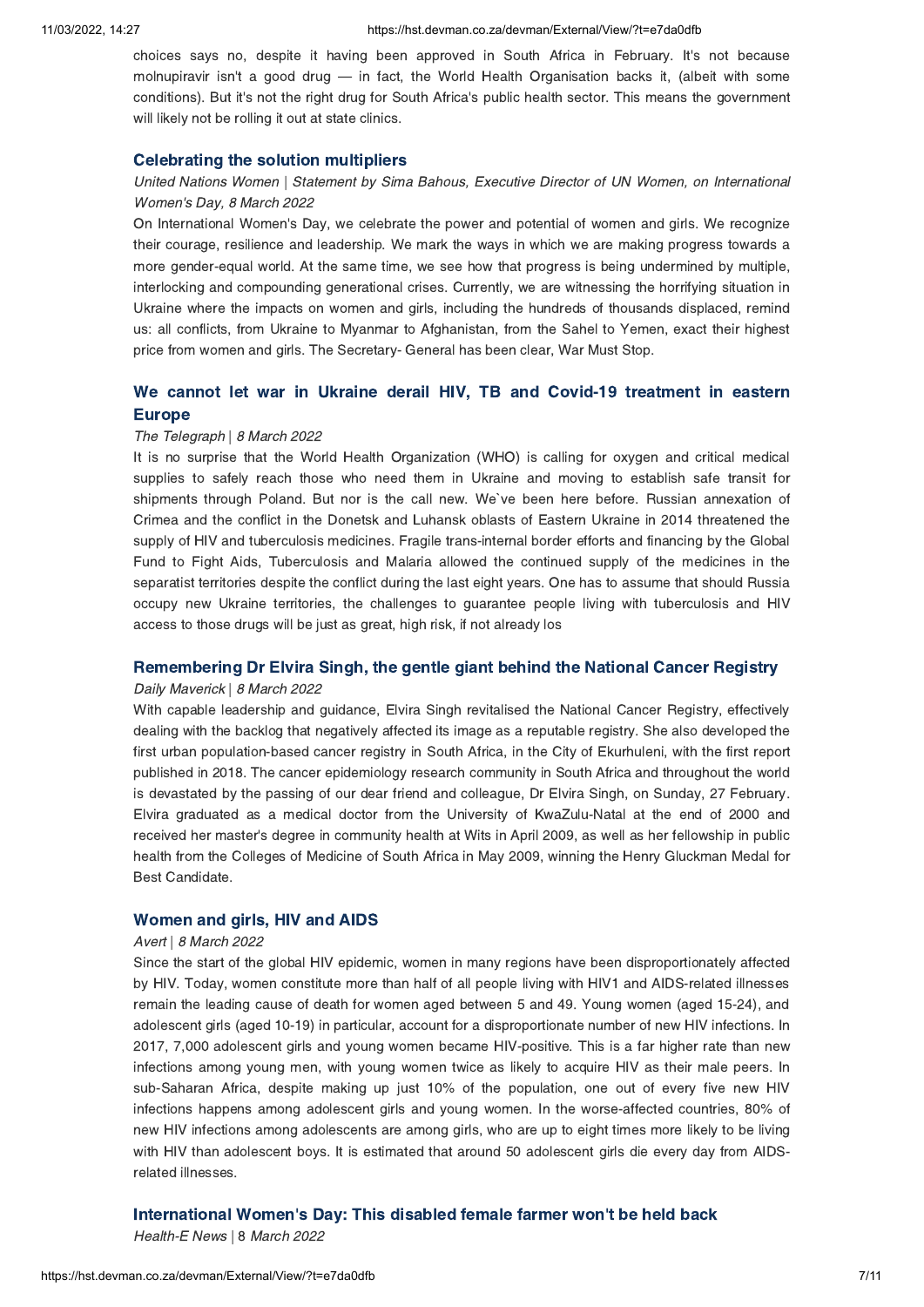choices says no, despite it having been approved in South Africa in February. It's not because molnupiravir isn't a good drug — in fact, the World Health Organisation backs it, (albeit with some conditions). But it's not the right drug for South Africa's public health sector. This means the government will likely not be rolling it out at state clinics.

### Celebrating the solution multipliers

*United Nations Women | Statement by Sima Bahous, Executive Director of UN Women, on International Women's Day, 8 March 2022*

On International Women's Day, we celebrate the power and potential of women and girls. We recognize their courage, resilience and leadership. We mark the ways in which we are making progress towards a more gender-equal world. At the same time, we see how that progress is being undermined by multiple, interlocking and compounding generational crises. Currently, we are witnessing the horrifying situation in Ukraine where the impacts on women and girls, including the hundreds of thousands displaced, remind us: all conflicts, from Ukraine to Myanmar to Afghanistan, from the Sahel to Yemen, exact their highest price from women and girls. The Secretary- General has been clear, War Must Stop.

### We cannot let war in Ukraine derail HIV, TB and Covid-19 treatment in eastern Europe

*The Telegraph | 8 March 2022*

It is no surprise that the World Health Organization (WHO) is calling for oxygen and critical medical supplies to safely reach those who need them in Ukraine and moving to establish safe transit for shipments through Poland. But nor is the call new. We`ve been here before. Russian annexation of Crimea and the conflict in the Donetsk and Luhansk oblasts of Eastern Ukraine in 2014 threatened the supply of HIV and tuberculosis medicines. Fragile trans-internal border efforts and financing by the Global Fund to Fight Aids, Tuberculosis and Malaria allowed the continued supply of the medicines in the separatist territories despite the conflict during the last eight years. One has to assume that should Russia occupy new Ukraine territories, the challenges to guarantee people living with tuberculosis and HIV access to those drugs will be just as great, high risk, if not already los

### Remembering Dr Elvira Singh, the gentle giant behind the National Cancer Registry

*Daily Maverick | 8 March 2022*

With capable leadership and guidance, Elvira Singh revitalised the National Cancer Registry, effectively dealing with the backlog that negatively affected its image as a reputable registry. She also developed the first urban population-based cancer registry in South Africa, in the City of Ekurhuleni, with the first report published in 2018. The cancer epidemiology research community in South Africa and throughout the world is devastated by the passing of our dear friend and colleague, Dr Elvira Singh, on Sunday, 27 February. Elvira graduated as a medical doctor from the University of KwaZulu-Natal at the end of 2000 and received her master's degree in community health at Wits in April 2009, as well as her fellowship in public health from the Colleges of Medicine of South Africa in May 2009, winning the Henry Gluckman Medal for Best Candidate.

### Women and girls, HIV and AIDS

*Avert | 8 March 2022*

Since the start of the global HIV epidemic, women in many regions have been disproportionately affected by HIV. Today, women constitute more than half of all people living with HIV1 and AIDS-related illnesses remain the leading cause of death for women aged between 5 and 49. Young women (aged 15-24), and adolescent girls (aged 10-19) in particular, account for a disproportionate number of new HIV infections. In 2017, 7,000 adolescent girls and young women became HIV-positive. This is a far higher rate than new infections among young men, with young women twice as likely to acquire HIV as their male peers. In sub-Saharan Africa, despite making up just 10% of the population, one out of every five new HIV infections happens among adolescent girls and young women. In the worse-affected countries, 80% of new HIV infections among adolescents are among girls, who are up to eight times more likely to be living with HIV than adolescent boys. It is estimated that around 50 adolescent girls die every day from AIDS-related illnesses.

### International Women's Day: This disabled female farmer won't be held back

*Health-E News | 8 March 2022*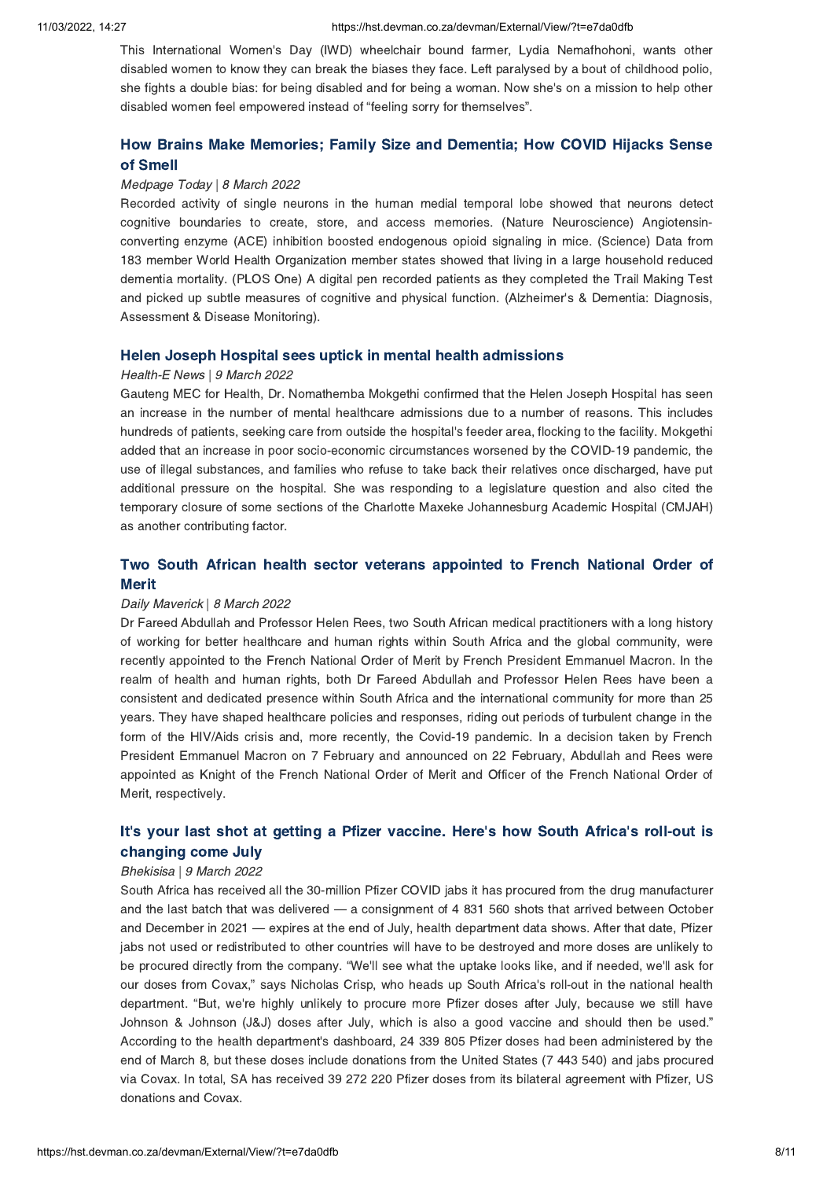This International Women's Day (IWD) wheelchair bound farmer, Lydia Nemafhohoni, wants other disabled women to know they can break the biases they face. Left paralysed by a bout of childhood polio, she fights a double bias: for being disabled and for being a woman. Now she's on a mission to help other disabled women feel empowered instead of "feeling sorry for themselves".

### How Brains Make Memories; Family Size and Dementia; How COVID Hijacks Sense of Smell

*Medpage Today | 8 March 2022*

Recorded activity of single neurons in the human medial temporal lobe showed that neurons detect cognitive boundaries to create, store, and access memories. (Nature Neuroscience) Angiotensin-converting enzyme (ACE) inhibition boosted endogenous opioid signaling in mice. (Science) Data from 183 member World Health Organization member states showed that living in a large household reduced dementia mortality. (PLOS One) A digital pen recorded patients as they completed the Trail Making Test and picked up subtle measures of cognitive and physical function. (Alzheimer's & Dementia: Diagnosis, Assessment & Disease Monitoring).

### Helen Joseph Hospital sees uptick in mental health admissions

*Health-E News | 9 March 2022*

Gauteng MEC for Health, Dr. Nomathemba Mokgethi confirmed that the Helen Joseph Hospital has seen an increase in the number of mental healthcare admissions due to a number of reasons. This includes hundreds of patients, seeking care from outside the hospital's feeder area, flocking to the facility. Mokgethi added that an increase in poor socio-economic circumstances worsened by the COVID-19 pandemic, the use of illegal substances, and families who refuse to take back their relatives once discharged, have put additional pressure on the hospital. She was responding to a legislature question and also cited the temporary closure of some sections of the Charlotte Maxeke Johannesburg Academic Hospital (CMJAH) as another contributing factor.

### Two South African health sector veterans appointed to French National Order of Merit

*Daily Maverick | 8 March 2022*

Dr Fareed Abdullah and Professor Helen Rees, two South African medical practitioners with a long history of working for better healthcare and human rights within South Africa and the global community, were recently appointed to the French National Order of Merit by French President Emmanuel Macron. In the realm of health and human rights, both Dr Fareed Abdullah and Professor Helen Rees have been a consistent and dedicated presence within South Africa and the international community for more than 25 years. They have shaped healthcare policies and responses, riding out periods of turbulent change in the form of the HIV/Aids crisis and, more recently, the Covid-19 pandemic. In a decision taken by French President Emmanuel Macron on 7 February and announced on 22 February, Abdullah and Rees were appointed as Knight of the French National Order of Merit and Officer of the French National Order of Merit, respectively.

### It's your last shot at getting a Pfizer vaccine. Here's how South Africa's roll-out is changing come July

*Bhekisisa | 9 March 2022*

South Africa has received all the 30-million Pfizer COVID jabs it has procured from the drug manufacturer and the last batch that was delivered — a consignment of 4 831 560 shots that arrived between October and December in 2021 — expires at the end of July, health department data shows. After that date, Pfizer jabs not used or redistributed to other countries will have to be destroyed and more doses are unlikely to be procured directly from the company. "We'll see what the uptake looks like, and if needed, we'll ask for our doses from Covax," says Nicholas Crisp, who heads up South Africa's roll-out in the national health department. "But, we're highly unlikely to procure more Pfizer doses after July, because we still have Johnson & Johnson (J&J) doses after July, which is also a good vaccine and should then be used." According to the health department's dashboard, 24 339 805 Pfizer doses had been administered by the end of March 8, but these doses include donations from the United States (7 443 540) and jabs procured via Covax. In total, SA has received 39 272 220 Pfizer doses from its bilateral agreement with Pfizer, US donations and Covax.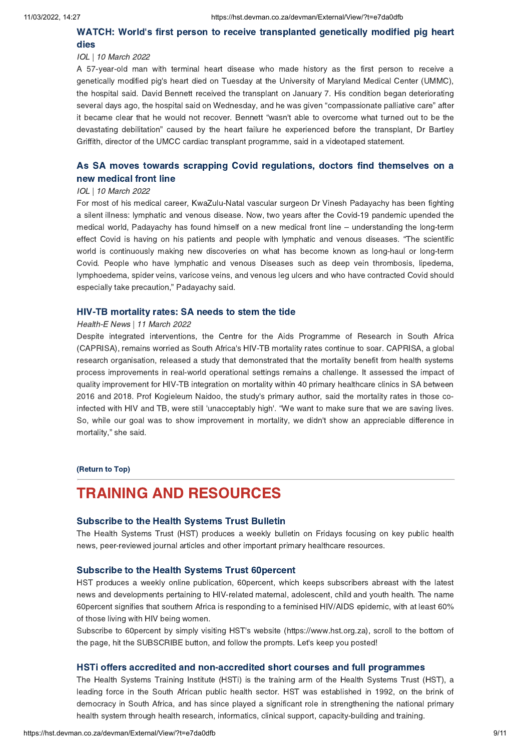### WATCH: World's first person to receive transplanted genetically modified pig heart dies

*IOL | 10 March 2022*

A 57-year-old man with terminal heart disease who made history as the first person to receive a genetically modified pig's heart died on Tuesday at the University of Maryland Medical Center (UMMC), the hospital said. David Bennett received the transplant on January 7. His condition began deteriorating several days ago, the hospital said on Wednesday, and he was given "compassionate palliative care" after it became clear that he would not recover. Bennett "wasn't able to overcome what turned out to be the devastating debilitation" caused by the heart failure he experienced before the transplant, Dr Bartley Griffith, director of the UMCC cardiac transplant programme, said in a videotaped statement.

### As SA moves towards scrapping Covid regulations, doctors find themselves on a new medical front line

*IOL | 10 March 2022*

For most of his medical career, KwaZulu-Natal vascular surgeon Dr Vinesh Padayachy has been fighting a silent illness: lymphatic and venous disease. Now, two years after the Covid-19 pandemic upended the medical world, Padayachy has found himself on a new medical front line – understanding the long-term effect Covid is having on his patients and people with lymphatic and venous diseases. "The scientific world is continuously making new discoveries on what has become known as long-haul or long-term Covid. People who have lymphatic and venous Diseases such as deep vein thrombosis, lipedema, lymphoedema, spider veins, varicose veins, and venous leg ulcers and who have contracted Covid should especially take precaution," Padayachy said.

### HIV-TB mortality rates: SA needs to stem the tide

*Health-E News | 11 March 2022*

Despite integrated interventions, the Centre for the Aids Programme of Research in South Africa (CAPRISA), remains worried as South Africa's HIV-TB mortality rates continue to soar. CAPRISA, a global research organisation, released a study that demonstrated that the mortality benefit from health systems process improvements in real-world operational settings remains a challenge. It assessed the impact of quality improvement for HIV-TB integration on mortality within 40 primary healthcare clinics in SA between 2016 and 2018. Prof Kogieleum Naidoo, the study's primary author, said the mortality rates in those co-infected with HIV and TB, were still 'unacceptably high'. "We want to make sure that we are saving lives. So, while our goal was to show improvement in mortality, we didn't show an appreciable difference in mortality," she said.

**(Return to Top)**

---

# TRAINING AND RESOURCES

### Subscribe to the Health Systems Trust Bulletin

The Health Systems Trust (HST) produces a weekly bulletin on Fridays focusing on key public health news, peer-reviewed journal articles and other important primary healthcare resources.

### Subscribe to the Health Systems Trust 60percent

HST produces a weekly online publication, 60percent, which keeps subscribers abreast with the latest news and developments pertaining to HIV-related maternal, adolescent, child and youth health. The name 60percent signifies that southern Africa is responding to a feminised HIV/AIDS epidemic, with at least 60% of those living with HIV being women.

Subscribe to 60percent by simply visiting HST's website (https://www.hst.org.za), scroll to the bottom of the page, hit the SUBSCRIBE button, and follow the prompts. Let's keep you posted!

### HSTi offers accredited and non-accredited short courses and full programmes

The Health Systems Training Institute (HSTi) is the training arm of the Health Systems Trust (HST), a leading force in the South African public health sector. HST was established in 1992, on the brink of democracy in South Africa, and has since played a significant role in strengthening the national primary health system through health research, informatics, clinical support, capacity-building and training.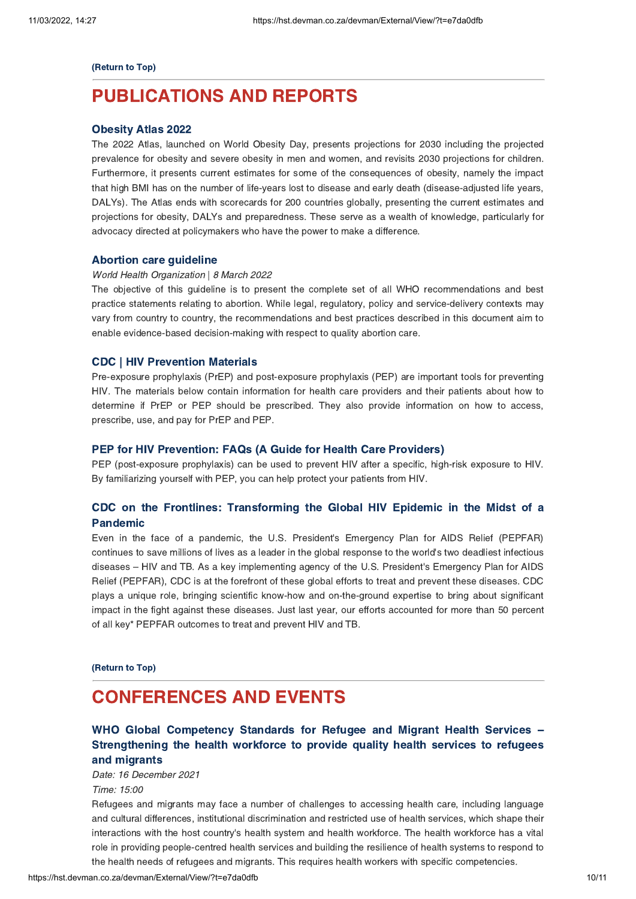**(Return to Top)**

# PUBLICATIONS AND REPORTS

### Obesity Atlas 2022

The 2022 Atlas, launched on World Obesity Day, presents projections for 2030 including the projected prevalence for obesity and severe obesity in men and women, and revisits 2030 projections for children. Furthermore, it presents current estimates for some of the consequences of obesity, namely the impact that high BMI has on the number of life-years lost to disease and early death (disease-adjusted life years, DALYs). The Atlas ends with scorecards for 200 countries globally, presenting the current estimates and projections for obesity, DALYs and preparedness. These serve as a wealth of knowledge, particularly for advocacy directed at policymakers who have the power to make a difference.

### Abortion care guideline

*World Health Organization | 8 March 2022*

The objective of this guideline is to present the complete set of all WHO recommendations and best practice statements relating to abortion. While legal, regulatory, policy and service-delivery contexts may vary from country to country, the recommendations and best practices described in this document aim to enable evidence-based decision-making with respect to quality abortion care.

### CDC | HIV Prevention Materials

Pre-exposure prophylaxis (PrEP) and post-exposure prophylaxis (PEP) are important tools for preventing HIV. The materials below contain information for health care providers and their patients about how to determine if PrEP or PEP should be prescribed. They also provide information on how to access, prescribe, use, and pay for PrEP and PEP.

### PEP for HIV Prevention: FAQs (A Guide for Health Care Providers)

PEP (post-exposure prophylaxis) can be used to prevent HIV after a specific, high-risk exposure to HIV. By familiarizing yourself with PEP, you can help protect your patients from HIV.

### CDC on the Frontlines: Transforming the Global HIV Epidemic in the Midst of a Pandemic

Even in the face of a pandemic, the U.S. President's Emergency Plan for AIDS Relief (PEPFAR) continues to save millions of lives as a leader in the global response to the world's two deadliest infectious diseases – HIV and TB. As a key implementing agency of the U.S. President's Emergency Plan for AIDS Relief (PEPFAR), CDC is at the forefront of these global efforts to treat and prevent these diseases. CDC plays a unique role, bringing scientific know-how and on-the-ground expertise to bring about significant impact in the fight against these diseases. Just last year, our efforts accounted for more than 50 percent of all key* PEPFAR outcomes to treat and prevent HIV and TB.

**(Return to Top)**

# CONFERENCES AND EVENTS

### WHO Global Competency Standards for Refugee and Migrant Health Services – Strengthening the health workforce to provide quality health services to refugees and migrants

*Date: 16 December 2021*

*Time: 15:00*

Refugees and migrants may face a number of challenges to accessing health care, including language and cultural differences, institutional discrimination and restricted use of health services, which shape their interactions with the host country's health system and health workforce. The health workforce has a vital role in providing people-centred health services and building the resilience of health systems to respond to the health needs of refugees and migrants. This requires health workers with specific competencies.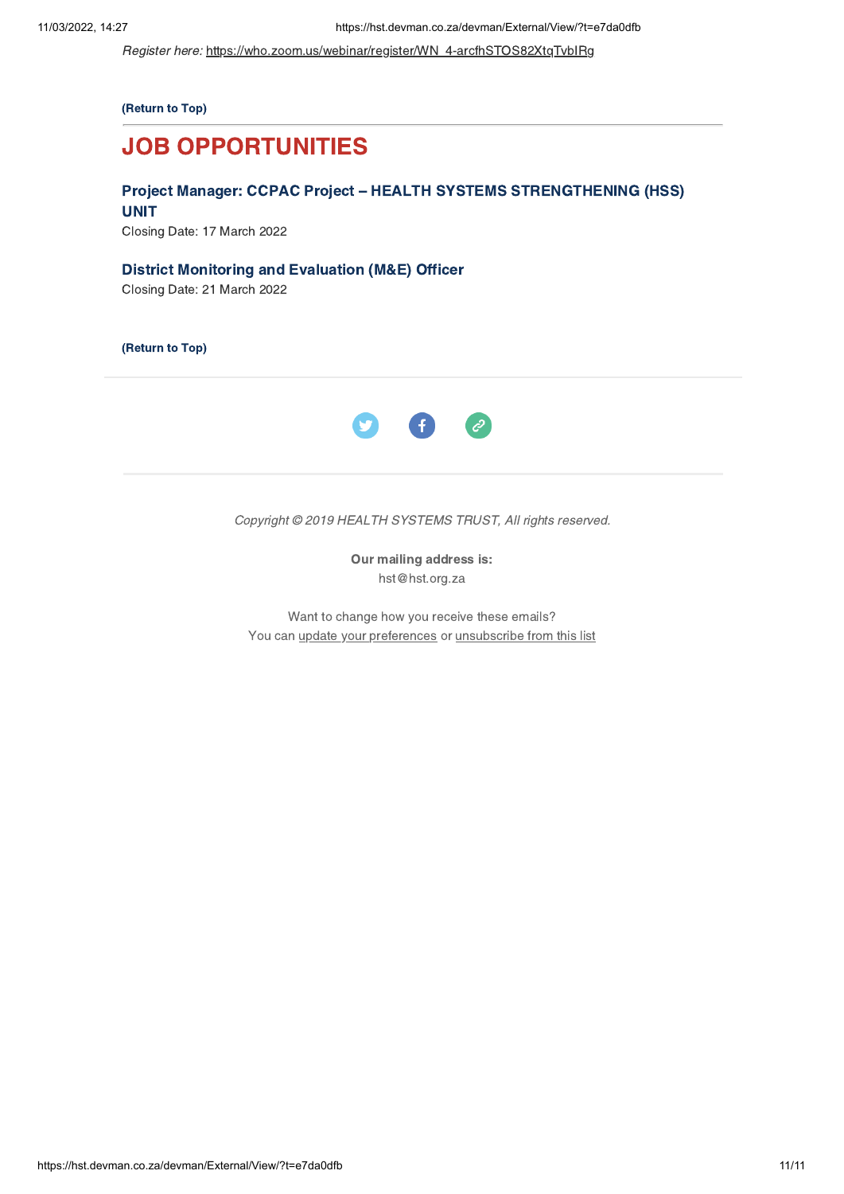*Register here:* https://who.zoom.us/webinar/register/WN_4-arcfhSTOS82XtqTvbIRg

**(Return to Top)**

# JOB OPPORTUNITIES

### Project Manager: CCPAC Project – HEALTH SYSTEMS STRENGTHENING (HSS) UNIT

Closing Date: 17 March 2022

### District Monitoring and Evaluation (M&E) Officer

Closing Date: 21 March 2022

**(Return to Top)**

*Copyright © 2019 HEALTH SYSTEMS TRUST, All rights reserved.*

**Our mailing address is:**
hst@hst.org.za

Want to change how you receive these emails?
You can update your preferences or unsubscribe from this list